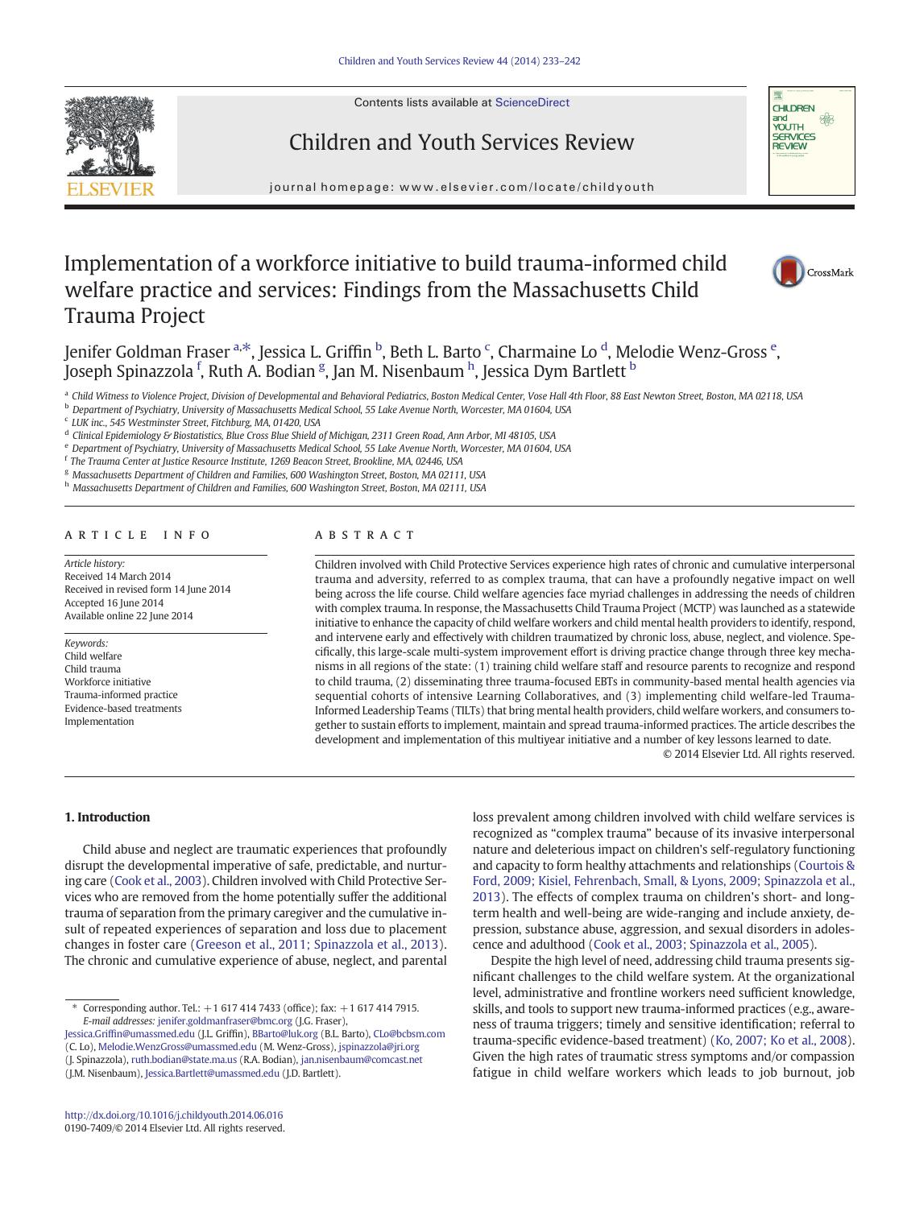# Implementation of a workforce initiative to build trauma-informed child welfare practice and services: Findings from the Massachusetts Child Trauma Project

Jenifer Goldman Fraser [a,*], Jessica L. Griffin [b], Beth L. Barto [c], Charmaine Lo [d], Melodie Wenz-Gross [e], Joseph Spinazzola [f], Ruth A. Bodian [g], Jan M. Nisenbaum [h], Jessica Dym Bartlett [b]

[a] Child Witness to Violence Project, Division of Developmental and Behavioral Pediatrics, Boston Medical Center, Vose Hall 4th Floor, 88 East Newton Street, Boston, MA 02118, USA
[b] Department of Psychiatry, University of Massachusetts Medical School, 55 Lake Avenue North, Worcester, MA 01604, USA
[c] LUK inc., 545 Westminster Street, Fitchburg, MA, 01420, USA
[d] Clinical Epidemiology & Biostatistics, Blue Cross Blue Shield of Michigan, 2311 Green Road, Ann Arbor, MI 48105, USA
[e] Department of Psychiatry, University of Massachusetts Medical School, 55 Lake Avenue North, Worcester, MA 01604, USA
[f] The Trauma Center at Justice Resource Institute, 1269 Beacon Street, Brookline, MA, 02446, USA
[g] Massachusetts Department of Children and Families, 600 Washington Street, Boston, MA 02111, USA
[h] Massachusetts Department of Children and Families, 600 Washington Street, Boston, MA 02111, USA

## ARTICLE INFO

*Article history:*
Received 14 March 2014
Received in revised form 14 June 2014
Accepted 16 June 2014
Available online 22 June 2014

*Keywords:*
Child welfare
Child trauma
Workforce initiative
Trauma-informed practice
Evidence-based treatments
Implementation

## ABSTRACT

Children involved with Child Protective Services experience high rates of chronic and cumulative interpersonal trauma and adversity, referred to as complex trauma, that can have a profoundly negative impact on well being across the life course. Child welfare agencies face myriad challenges in addressing the needs of children with complex trauma. In response, the Massachusetts Child Trauma Project (MCTP) was launched as a statewide initiative to enhance the capacity of child welfare workers and child mental health providers to identify, respond, and intervene early and effectively with children traumatized by chronic loss, abuse, neglect, and violence. Specifically, this large-scale multi-system improvement effort is driving practice change through three key mechanisms in all regions of the state: (1) training child welfare staff and resource parents to recognize and respond to child trauma, (2) disseminating three trauma-focused EBTs in community-based mental health agencies via sequential cohorts of intensive Learning Collaboratives, and (3) implementing child welfare-led Trauma-Informed Leadership Teams (TILTs) that bring mental health providers, child welfare workers, and consumers together to sustain efforts to implement, maintain and spread trauma-informed practices. The article describes the development and implementation of this multiyear initiative and a number of key lessons learned to date.

© 2014 Elsevier Ltd. All rights reserved.

## 1. Introduction

Child abuse and neglect are traumatic experiences that profoundly disrupt the developmental imperative of safe, predictable, and nurturing care (Cook et al., 2003). Children involved with Child Protective Services who are removed from the home potentially suffer the additional trauma of separation from the primary caregiver and the cumulative insult of repeated experiences of separation and loss due to placement changes in foster care (Greeson et al., 2011; Spinazzola et al., 2013). The chronic and cumulative experience of abuse, neglect, and parental loss prevalent among children involved with child welfare services is recognized as "complex trauma" because of its invasive interpersonal nature and deleterious impact on children's self-regulatory functioning and capacity to form healthy attachments and relationships (Courtois & Ford, 2009; Kisiel, Fehrenbach, Small, & Lyons, 2009; Spinazzola et al., 2013). The effects of complex trauma on children's short- and long-term health and well-being are wide-ranging and include anxiety, depression, substance abuse, aggression, and sexual disorders in adolescence and adulthood (Cook et al., 2003; Spinazzola et al., 2005).

Despite the high level of need, addressing child trauma presents significant challenges to the child welfare system. At the organizational level, administrative and frontline workers need sufficient knowledge, skills, and tools to support new trauma-informed practices (e.g., awareness of trauma triggers; timely and sensitive identification; referral to trauma-specific evidence-based treatment) (Ko, 2007; Ko et al., 2008). Given the high rates of traumatic stress symptoms and/or compassion fatigue in child welfare workers which leads to job burnout, job

* Corresponding author. Tel.: +1 617 414 7433 (office); fax: +1 617 414 7915.
*E-mail addresses:* jenifer.goldmanfraser@bmc.org (J.G. Fraser), Jessica.Griffin@umassmed.edu (J.L. Griffin), BBarto@luk.org (B.L. Barto), CLo@bcbsm.com (C. Lo), Melodie.WenzGross@umassmed.edu (M. Wenz-Gross), jspinazzola@jri.org (J. Spinazzola), ruth.bodian@state.ma.us (R.A. Bodian), jan.nisenbaum@comcast.net (J.M. Nisenbaum), Jessica.Bartlett@umassmed.edu (J.D. Bartlett).

http://dx.doi.org/10.1016/j.childyouth.2014.06.016
0190-7409/© 2014 Elsevier Ltd. All rights reserved.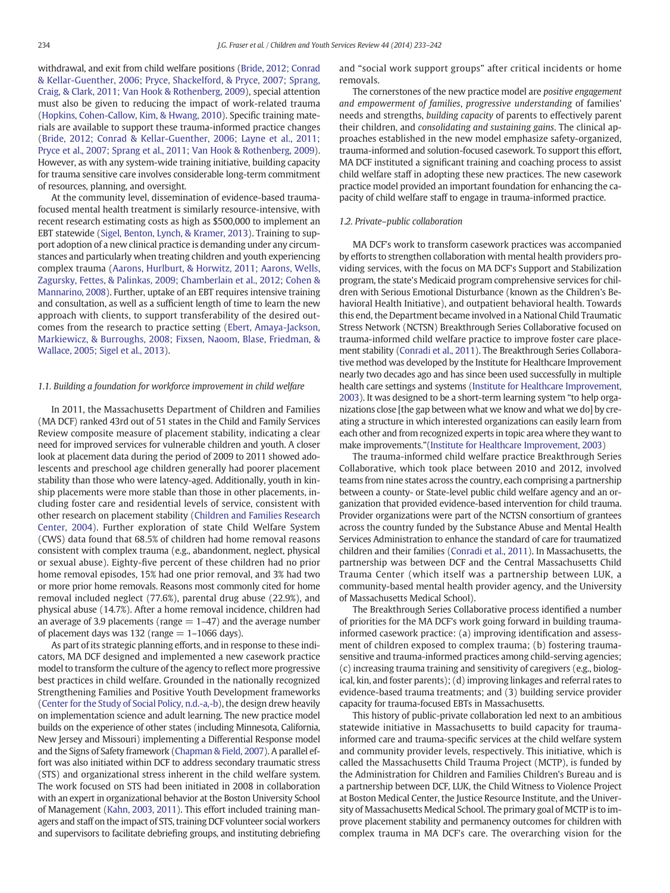withdrawal, and exit from child welfare positions (Bride, 2012; Conrad & Kellar-Guenther, 2006; Pryce, Shackelford, & Pryce, 2007; Sprang, Craig, & Clark, 2011; Van Hook & Rothenberg, 2009), special attention must also be given to reducing the impact of work-related trauma (Hopkins, Cohen-Callow, Kim, & Hwang, 2010). Specific training materials are available to support these trauma-informed practice changes (Bride, 2012; Conrad & Kellar-Guenther, 2006; Layne et al., 2011; Pryce et al., 2007; Sprang et al., 2011; Van Hook & Rothenberg, 2009). However, as with any system-wide training initiative, building capacity for trauma sensitive care involves considerable long-term commitment of resources, planning, and oversight.

At the community level, dissemination of evidence-based trauma-focused mental health treatment is similarly resource-intensive, with recent research estimating costs as high as $500,000 to implement an EBT statewide (Sigel, Benton, Lynch, & Kramer, 2013). Training to support adoption of a new clinical practice is demanding under any circumstances and particularly when treating children and youth experiencing complex trauma (Aarons, Hurlburt, & Horwitz, 2011; Aarons, Wells, Zagursky, Fettes, & Palinkas, 2009; Chamberlain et al., 2012; Cohen & Mannarino, 2008). Further, uptake of an EBT requires intensive training and consultation, as well as a sufficient length of time to learn the new approach with clients, to support transferability of the desired outcomes from the research to practice setting (Ebert, Amaya-Jackson, Markiewicz, & Burroughs, 2008; Fixsen, Naoom, Blase, Friedman, & Wallace, 2005; Sigel et al., 2013).

### 1.1. Building a foundation for workforce improvement in child welfare

In 2011, the Massachusetts Department of Children and Families (MA DCF) ranked 43rd out of 51 states in the Child and Family Services Review composite measure of placement stability, indicating a clear need for improved services for vulnerable children and youth. A closer look at placement data during the period of 2009 to 2011 showed adolescents and preschool age children generally had poorer placement stability than those who were latency-aged. Additionally, youth in kinship placements were more stable than those in other placements, including foster care and residential levels of service, consistent with other research on placement stability (Children and Families Research Center, 2004). Further exploration of state Child Welfare System (CWS) data found that 68.5% of children had home removal reasons consistent with complex trauma (e.g., abandonment, neglect, physical or sexual abuse). Eighty-five percent of these children had no prior home removal episodes, 15% had one prior removal, and 3% had two or more prior home removals. Reasons most commonly cited for home removal included neglect (77.6%), parental drug abuse (22.9%), and physical abuse (14.7%). After a home removal incidence, children had an average of 3.9 placements (range = 1–47) and the average number of placement days was 132 (range = 1–1066 days).

As part of its strategic planning efforts, and in response to these indicators, MA DCF designed and implemented a new casework practice model to transform the culture of the agency to reflect more progressive best practices in child welfare. Grounded in the nationally recognized Strengthening Families and Positive Youth Development frameworks (Center for the Study of Social Policy, n.d.-a,-b), the design drew heavily on implementation science and adult learning. The new practice model builds on the experience of other states (including Minnesota, California, New Jersey and Missouri) implementing a Differential Response model and the Signs of Safety framework (Chapman & Field, 2007). A parallel effort was also initiated within DCF to address secondary traumatic stress (STS) and organizational stress inherent in the child welfare system. The work focused on STS had been initiated in 2008 in collaboration with an expert in organizational behavior at the Boston University School of Management (Kahn, 2003, 2011). This effort included training managers and staff on the impact of STS, training DCF volunteer social workers and supervisors to facilitate debriefing groups, and instituting debriefing and "social work support groups" after critical incidents or home removals.

The cornerstones of the new practice model are *positive engagement and empowerment of families*, *progressive understanding* of families' needs and strengths, *building capacity* of parents to effectively parent their children, and *consolidating and sustaining gains*. The clinical approaches established in the new model emphasize safety-organized, trauma-informed and solution-focused casework. To support this effort, MA DCF instituted a significant training and coaching process to assist child welfare staff in adopting these new practices. The new casework practice model provided an important foundation for enhancing the capacity of child welfare staff to engage in trauma-informed practice.

### 1.2. Private–public collaboration

MA DCF's work to transform casework practices was accompanied by efforts to strengthen collaboration with mental health providers providing services, with the focus on MA DCF's Support and Stabilization program, the state's Medicaid program comprehensive services for children with Serious Emotional Disturbance (known as the Children's Behavioral Health Initiative), and outpatient behavioral health. Towards this end, the Department became involved in a National Child Traumatic Stress Network (NCTSN) Breakthrough Series Collaborative focused on trauma-informed child welfare practice to improve foster care placement stability (Conradi et al., 2011). The Breakthrough Series Collaborative method was developed by the Institute for Healthcare Improvement nearly two decades ago and has since been used successfully in multiple health care settings and systems (Institute for Healthcare Improvement, 2003). It was designed to be a short-term learning system "to help organizations close [the gap between what we know and what we do] by creating a structure in which interested organizations can easily learn from each other and from recognized experts in topic area where they want to make improvements."(Institute for Healthcare Improvement, 2003)

The trauma-informed child welfare practice Breakthrough Series Collaborative, which took place between 2010 and 2012, involved teams from nine states across the country, each comprising a partnership between a county- or State-level public child welfare agency and an organization that provided evidence-based intervention for child trauma. Provider organizations were part of the NCTSN consortium of grantees across the country funded by the Substance Abuse and Mental Health Services Administration to enhance the standard of care for traumatized children and their families (Conradi et al., 2011). In Massachusetts, the partnership was between DCF and the Central Massachusetts Child Trauma Center (which itself was a partnership between LUK, a community-based mental health provider agency, and the University of Massachusetts Medical School).

The Breakthrough Series Collaborative process identified a number of priorities for the MA DCF's work going forward in building trauma-informed casework practice: (a) improving identification and assessment of children exposed to complex trauma; (b) fostering trauma-sensitive and trauma-informed practices among child-serving agencies; (c) increasing trauma training and sensitivity of caregivers (e.g., biological, kin, and foster parents); (d) improving linkages and referral rates to evidence-based trauma treatments; and (3) building service provider capacity for trauma-focused EBTs in Massachusetts.

This history of public-private collaboration led next to an ambitious statewide initiative in Massachusetts to build capacity for trauma-informed care and trauma-specific services at the child welfare system and community provider levels, respectively. This initiative, which is called the Massachusetts Child Trauma Project (MCTP), is funded by the Administration for Children and Families Children's Bureau and is a partnership between DCF, LUK, the Child Witness to Violence Project at Boston Medical Center, the Justice Resource Institute, and the University of Massachusetts Medical School. The primary goal of MCTP is to improve placement stability and permanency outcomes for children with complex trauma in MA DCF's care. The overarching vision for the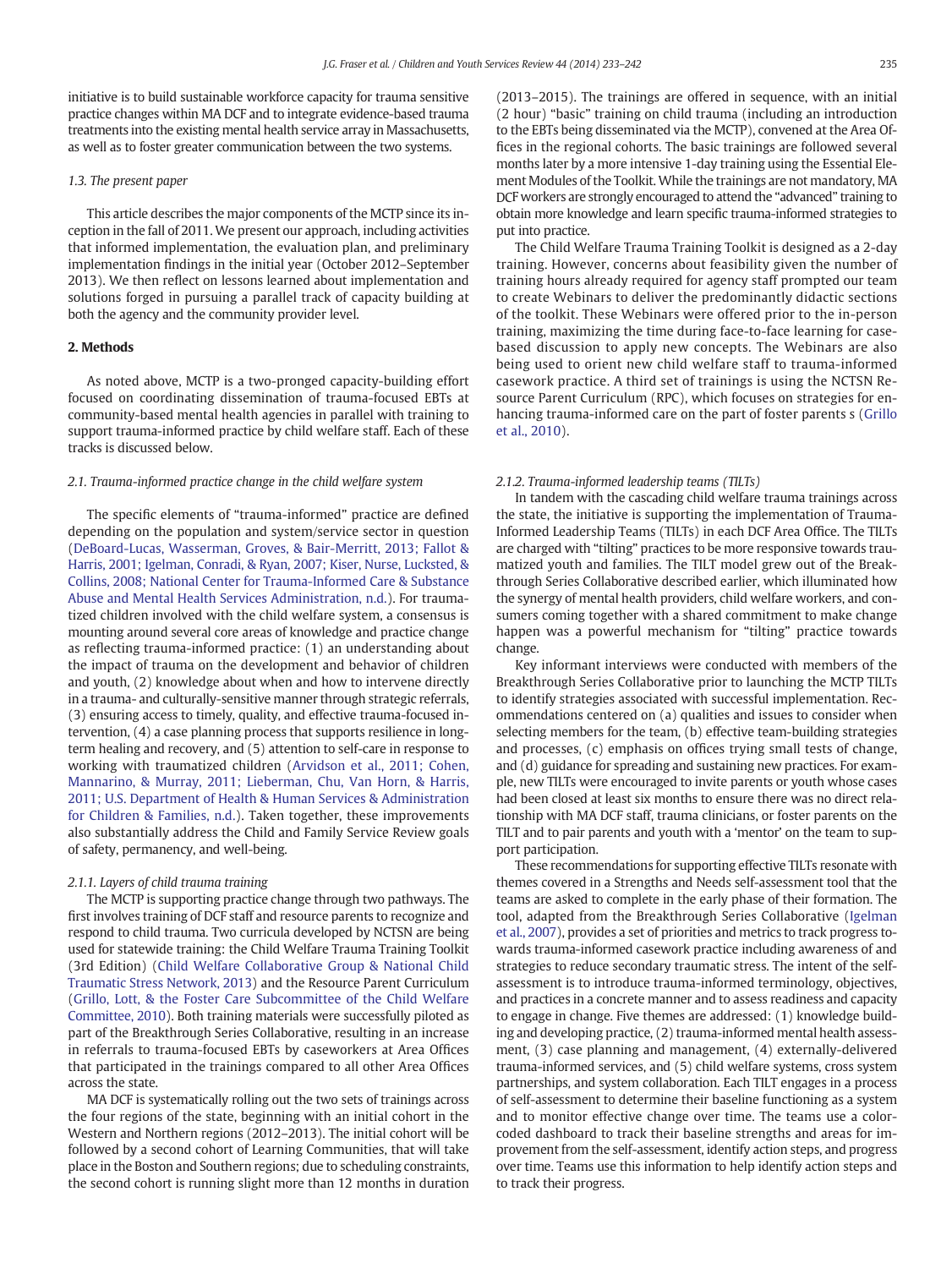initiative is to build sustainable workforce capacity for trauma sensitive practice changes within MA DCF and to integrate evidence-based trauma treatments into the existing mental health service array in Massachusetts, as well as to foster greater communication between the two systems.

### 1.3. The present paper

This article describes the major components of the MCTP since its inception in the fall of 2011. We present our approach, including activities that informed implementation, the evaluation plan, and preliminary implementation findings in the initial year (October 2012–September 2013). We then reflect on lessons learned about implementation and solutions forged in pursuing a parallel track of capacity building at both the agency and the community provider level.

## 2. Methods

As noted above, MCTP is a two-pronged capacity-building effort focused on coordinating dissemination of trauma-focused EBTs at community-based mental health agencies in parallel with training to support trauma-informed practice by child welfare staff. Each of these tracks is discussed below.

### 2.1. Trauma-informed practice change in the child welfare system

The specific elements of "trauma-informed" practice are defined depending on the population and system/service sector in question (DeBoard-Lucas, Wasserman, Groves, & Bair-Merritt, 2013; Fallot & Harris, 2001; Igelman, Conradi, & Ryan, 2007; Kiser, Nurse, Lucksted, & Collins, 2008; National Center for Trauma-Informed Care & Substance Abuse and Mental Health Services Administration, n.d.). For traumatized children involved with the child welfare system, a consensus is mounting around several core areas of knowledge and practice change as reflecting trauma-informed practice: (1) an understanding about the impact of trauma on the development and behavior of children and youth, (2) knowledge about when and how to intervene directly in a trauma- and culturally-sensitive manner through strategic referrals, (3) ensuring access to timely, quality, and effective trauma-focused intervention, (4) a case planning process that supports resilience in long-term healing and recovery, and (5) attention to self-care in response to working with traumatized children (Arvidson et al., 2011; Cohen, Mannarino, & Murray, 2011; Lieberman, Chu, Van Horn, & Harris, 2011; U.S. Department of Health & Human Services & Administration for Children & Families, n.d.). Taken together, these improvements also substantially address the Child and Family Service Review goals of safety, permanency, and well-being.

#### 2.1.1. Layers of child trauma training

The MCTP is supporting practice change through two pathways. The first involves training of DCF staff and resource parents to recognize and respond to child trauma. Two curricula developed by NCTSN are being used for statewide training: the Child Welfare Trauma Training Toolkit (3rd Edition) (Child Welfare Collaborative Group & National Child Traumatic Stress Network, 2013) and the Resource Parent Curriculum (Grillo, Lott, & the Foster Care Subcommittee of the Child Welfare Committee, 2010). Both training materials were successfully piloted as part of the Breakthrough Series Collaborative, resulting in an increase in referrals to trauma-focused EBTs by caseworkers at Area Offices that participated in the trainings compared to all other Area Offices across the state.

MA DCF is systematically rolling out the two sets of trainings across the four regions of the state, beginning with an initial cohort in the Western and Northern regions (2012–2013). The initial cohort will be followed by a second cohort of Learning Communities, that will take place in the Boston and Southern regions; due to scheduling constraints, the second cohort is running slight more than 12 months in duration (2013–2015). The trainings are offered in sequence, with an initial (2 hour) "basic" training on child trauma (including an introduction to the EBTs being disseminated via the MCTP), convened at the Area Offices in the regional cohorts. The basic trainings are followed several months later by a more intensive 1-day training using the Essential Element Modules of the Toolkit. While the trainings are not mandatory, MA DCF workers are strongly encouraged to attend the "advanced" training to obtain more knowledge and learn specific trauma-informed strategies to put into practice.

The Child Welfare Trauma Training Toolkit is designed as a 2-day training. However, concerns about feasibility given the number of training hours already required for agency staff prompted our team to create Webinars to deliver the predominantly didactic sections of the toolkit. These Webinars were offered prior to the in-person training, maximizing the time during face-to-face learning for case-based discussion to apply new concepts. The Webinars are also being used to orient new child welfare staff to trauma-informed casework practice. A third set of trainings is using the NCTSN Resource Parent Curriculum (RPC), which focuses on strategies for enhancing trauma-informed care on the part of foster parents s (Grillo et al., 2010).

#### 2.1.2. Trauma-informed leadership teams (TILTs)

In tandem with the cascading child welfare trauma trainings across the state, the initiative is supporting the implementation of Trauma-Informed Leadership Teams (TILTs) in each DCF Area Office. The TILTs are charged with "tilting" practices to be more responsive towards traumatized youth and families. The TILT model grew out of the Breakthrough Series Collaborative described earlier, which illuminated how the synergy of mental health providers, child welfare workers, and consumers coming together with a shared commitment to make change happen was a powerful mechanism for "tilting" practice towards change.

Key informant interviews were conducted with members of the Breakthrough Series Collaborative prior to launching the MCTP TILTs to identify strategies associated with successful implementation. Recommendations centered on (a) qualities and issues to consider when selecting members for the team, (b) effective team-building strategies and processes, (c) emphasis on offices trying small tests of change, and (d) guidance for spreading and sustaining new practices. For example, new TILTs were encouraged to invite parents or youth whose cases had been closed at least six months to ensure there was no direct relationship with MA DCF staff, trauma clinicians, or foster parents on the TILT and to pair parents and youth with a 'mentor' on the team to support participation.

These recommendations for supporting effective TILTs resonate with themes covered in a Strengths and Needs self-assessment tool that the teams are asked to complete in the early phase of their formation. The tool, adapted from the Breakthrough Series Collaborative (Igelman et al., 2007), provides a set of priorities and metrics to track progress towards trauma-informed casework practice including awareness of and strategies to reduce secondary traumatic stress. The intent of the self-assessment is to introduce trauma-informed terminology, objectives, and practices in a concrete manner and to assess readiness and capacity to engage in change. Five themes are addressed: (1) knowledge building and developing practice, (2) trauma-informed mental health assessment, (3) case planning and management, (4) externally-delivered trauma-informed services, and (5) child welfare systems, cross system partnerships, and system collaboration. Each TILT engages in a process of self-assessment to determine their baseline functioning as a system and to monitor effective change over time. The teams use a color-coded dashboard to track their baseline strengths and areas for improvement from the self-assessment, identify action steps, and progress over time. Teams use this information to help identify action steps and to track their progress.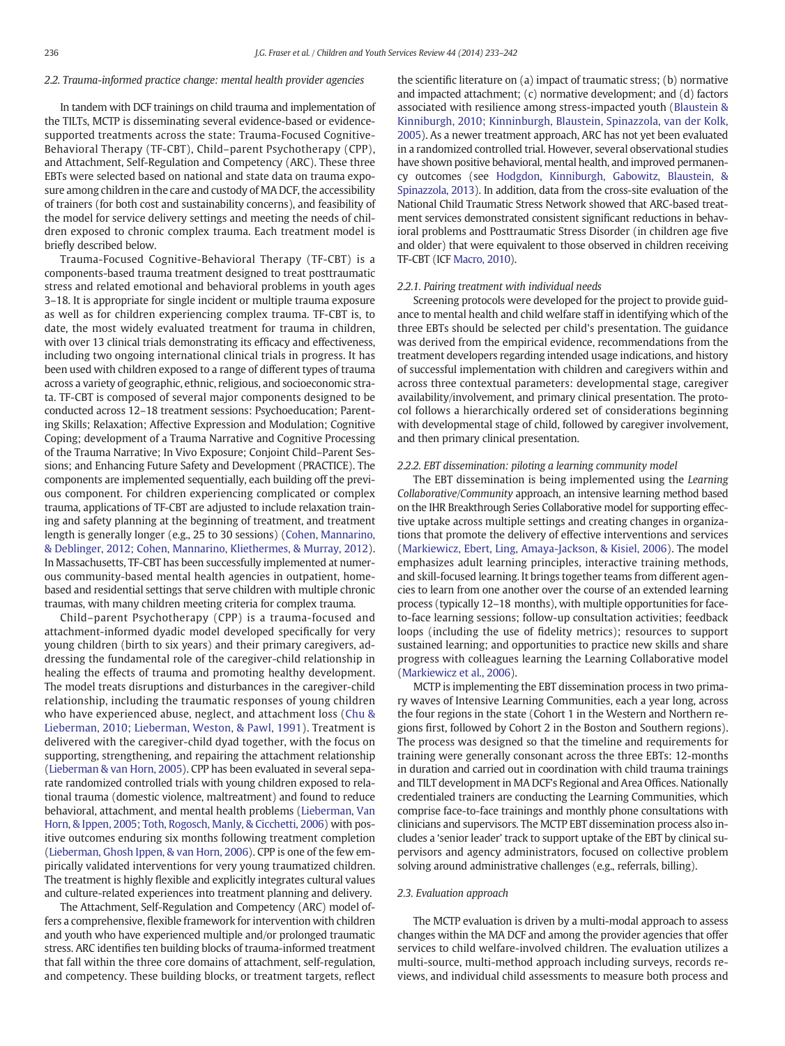### 2.2. Trauma-informed practice change: mental health provider agencies

In tandem with DCF trainings on child trauma and implementation of the TILTs, MCTP is disseminating several evidence-based or evidence-supported treatments across the state: Trauma-Focused Cognitive-Behavioral Therapy (TF-CBT), Child–parent Psychotherapy (CPP), and Attachment, Self-Regulation and Competency (ARC). These three EBTs were selected based on national and state data on trauma exposure among children in the care and custody of MA DCF, the accessibility of trainers (for both cost and sustainability concerns), and feasibility of the model for service delivery settings and meeting the needs of children exposed to chronic complex trauma. Each treatment model is briefly described below.

Trauma-Focused Cognitive-Behavioral Therapy (TF-CBT) is a components-based trauma treatment designed to treat posttraumatic stress and related emotional and behavioral problems in youth ages 3–18. It is appropriate for single incident or multiple trauma exposure as well as for children experiencing complex trauma. TF-CBT is, to date, the most widely evaluated treatment for trauma in children, with over 13 clinical trials demonstrating its efficacy and effectiveness, including two ongoing international clinical trials in progress. It has been used with children exposed to a range of different types of trauma across a variety of geographic, ethnic, religious, and socioeconomic strata. TF-CBT is composed of several major components designed to be conducted across 12–18 treatment sessions: Psychoeducation; Parenting Skills; Relaxation; Affective Expression and Modulation; Cognitive Coping; development of a Trauma Narrative and Cognitive Processing of the Trauma Narrative; In Vivo Exposure; Conjoint Child–Parent Sessions; and Enhancing Future Safety and Development (PRACTICE). The components are implemented sequentially, each building off the previous component. For children experiencing complicated or complex trauma, applications of TF-CBT are adjusted to include relaxation training and safety planning at the beginning of treatment, and treatment length is generally longer (e.g., 25 to 30 sessions) (Cohen, Mannarino, & Deblinger, 2012; Cohen, Mannarino, Kliethermes, & Murray, 2012). In Massachusetts, TF-CBT has been successfully implemented at numerous community-based mental health agencies in outpatient, home-based and residential settings that serve children with multiple chronic traumas, with many children meeting criteria for complex trauma.

Child–parent Psychotherapy (CPP) is a trauma-focused and attachment-informed dyadic model developed specifically for very young children (birth to six years) and their primary caregivers, addressing the fundamental role of the caregiver-child relationship in healing the effects of trauma and promoting healthy development. The model treats disruptions and disturbances in the caregiver-child relationship, including the traumatic responses of young children who have experienced abuse, neglect, and attachment loss (Chu & Lieberman, 2010; Lieberman, Weston, & Pawl, 1991). Treatment is delivered with the caregiver-child dyad together, with the focus on supporting, strengthening, and repairing the attachment relationship (Lieberman & van Horn, 2005). CPP has been evaluated in several separate randomized controlled trials with young children exposed to relational trauma (domestic violence, maltreatment) and found to reduce behavioral, attachment, and mental health problems (Lieberman, Van Horn, & Ippen, 2005; Toth, Rogosch, Manly, & Cicchetti, 2006) with positive outcomes enduring six months following treatment completion (Lieberman, Ghosh Ippen, & van Horn, 2006). CPP is one of the few empirically validated interventions for very young traumatized children. The treatment is highly flexible and explicitly integrates cultural values and culture-related experiences into treatment planning and delivery.

The Attachment, Self-Regulation and Competency (ARC) model offers a comprehensive, flexible framework for intervention with children and youth who have experienced multiple and/or prolonged traumatic stress. ARC identifies ten building blocks of trauma-informed treatment that fall within the three core domains of attachment, self-regulation, and competency. These building blocks, or treatment targets, reflect the scientific literature on (a) impact of traumatic stress; (b) normative and impacted attachment; (c) normative development; and (d) factors associated with resilience among stress-impacted youth (Blaustein & Kinniburgh, 2010; Kinniburgh, Blaustein, Spinazzola, van der Kolk, 2005). As a newer treatment approach, ARC has not yet been evaluated in a randomized controlled trial. However, several observational studies have shown positive behavioral, mental health, and improved permanency outcomes (see Hodgdon, Kinniburgh, Gabowitz, Blaustein, & Spinazzola, 2013). In addition, data from the cross-site evaluation of the National Child Traumatic Stress Network showed that ARC-based treatment services demonstrated consistent significant reductions in behavioral problems and Posttraumatic Stress Disorder (in children age five and older) that were equivalent to those observed in children receiving TF-CBT (ICF Macro, 2010).

#### 2.2.1. Pairing treatment with individual needs

Screening protocols were developed for the project to provide guidance to mental health and child welfare staff in identifying which of the three EBTs should be selected per child's presentation. The guidance was derived from the empirical evidence, recommendations from the treatment developers regarding intended usage indications, and history of successful implementation with children and caregivers within and across three contextual parameters: developmental stage, caregiver availability/involvement, and primary clinical presentation. The protocol follows a hierarchically ordered set of considerations beginning with developmental stage of child, followed by caregiver involvement, and then primary clinical presentation.

#### 2.2.2. EBT dissemination: piloting a learning community model

The EBT dissemination is being implemented using the *Learning Collaborative/Community* approach, an intensive learning method based on the IHR Breakthrough Series Collaborative model for supporting effective uptake across multiple settings and creating changes in organizations that promote the delivery of effective interventions and services (Markiewicz, Ebert, Ling, Amaya-Jackson, & Kisiel, 2006). The model emphasizes adult learning principles, interactive training methods, and skill-focused learning. It brings together teams from different agencies to learn from one another over the course of an extended learning process (typically 12–18 months), with multiple opportunities for face-to-face learning sessions; follow-up consultation activities; feedback loops (including the use of fidelity metrics); resources to support sustained learning; and opportunities to practice new skills and share progress with colleagues learning the Learning Collaborative model (Markiewicz et al., 2006).

MCTP is implementing the EBT dissemination process in two primary waves of Intensive Learning Communities, each a year long, across the four regions in the state (Cohort 1 in the Western and Northern regions first, followed by Cohort 2 in the Boston and Southern regions). The process was designed so that the timeline and requirements for training were generally consonant across the three EBTs: 12-months in duration and carried out in coordination with child trauma trainings and TILT development in MA DCF's Regional and Area Offices. Nationally credentialed trainers are conducting the Learning Communities, which comprise face-to-face trainings and monthly phone consultations with clinicians and supervisors. The MCTP EBT dissemination process also includes a 'senior leader' track to support uptake of the EBT by clinical supervisors and agency administrators, focused on collective problem solving around administrative challenges (e.g., referrals, billing).

### 2.3. Evaluation approach

The MCTP evaluation is driven by a multi-modal approach to assess changes within the MA DCF and among the provider agencies that offer services to child welfare-involved children. The evaluation utilizes a multi-source, multi-method approach including surveys, records reviews, and individual child assessments to measure both process and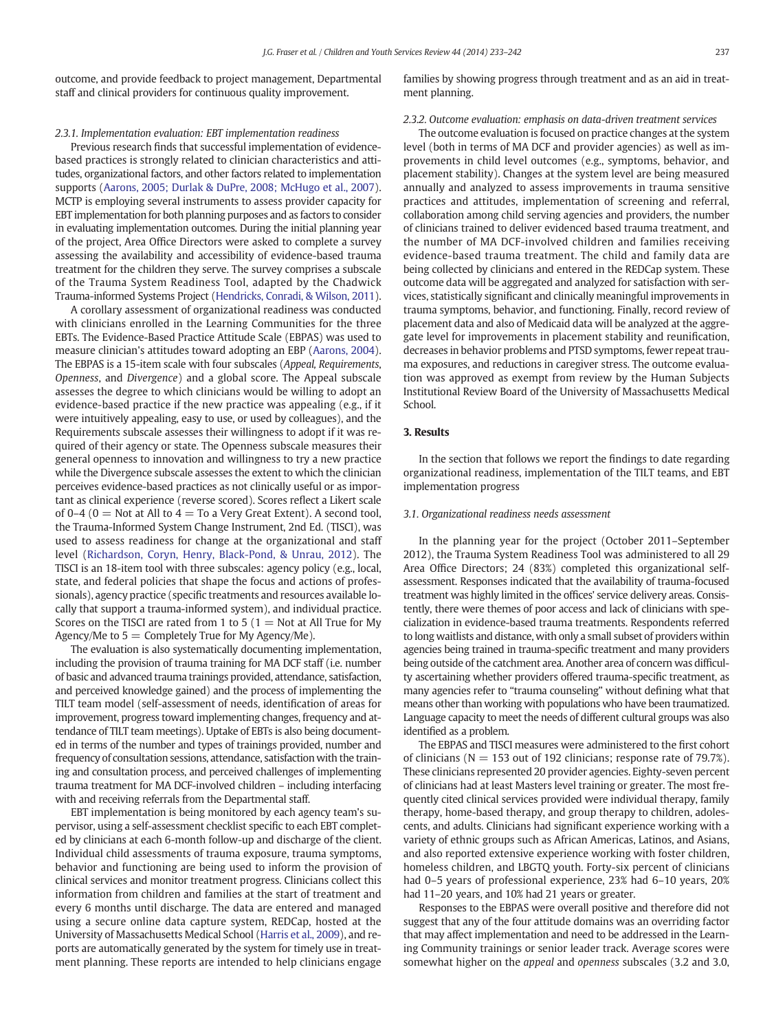outcome, and provide feedback to project management, Departmental staff and clinical providers for continuous quality improvement.

### 2.3.1. Implementation evaluation: EBT implementation readiness

Previous research finds that successful implementation of evidence-based practices is strongly related to clinician characteristics and attitudes, organizational factors, and other factors related to implementation supports (Aarons, 2005; Durlak & DuPre, 2008; McHugo et al., 2007). MCTP is employing several instruments to assess provider capacity for EBT implementation for both planning purposes and as factors to consider in evaluating implementation outcomes. During the initial planning year of the project, Area Office Directors were asked to complete a survey assessing the availability and accessibility of evidence-based trauma treatment for the children they serve. The survey comprises a subscale of the Trauma System Readiness Tool, adapted by the Chadwick Trauma-informed Systems Project (Hendricks, Conradi, & Wilson, 2011).

A corollary assessment of organizational readiness was conducted with clinicians enrolled in the Learning Communities for the three EBTs. The Evidence-Based Practice Attitude Scale (EBPAS) was used to measure clinician's attitudes toward adopting an EBP (Aarons, 2004). The EBPAS is a 15-item scale with four subscales (*Appeal*, *Requirements*, *Openness*, and *Divergence*) and a global score. The Appeal subscale assesses the degree to which clinicians would be willing to adopt an evidence-based practice if the new practice was appealing (e.g., if it were intuitively appealing, easy to use, or used by colleagues), and the Requirements subscale assesses their willingness to adopt if it was required of their agency or state. The Openness subscale measures their general openness to innovation and willingness to try a new practice while the Divergence subscale assesses the extent to which the clinician perceives evidence-based practices as not clinically useful or as important as clinical experience (reverse scored). Scores reflect a Likert scale of 0–4 (0 = Not at All to 4 = To a Very Great Extent). A second tool, the Trauma-Informed System Change Instrument, 2nd Ed. (TISCI), was used to assess readiness for change at the organizational and staff level (Richardson, Coryn, Henry, Black-Pond, & Unrau, 2012). The TISCI is an 18-item tool with three subscales: agency policy (e.g., local, state, and federal policies that shape the focus and actions of professionals), agency practice (specific treatments and resources available locally that support a trauma-informed system), and individual practice. Scores on the TISCI are rated from 1 to 5 (1 = Not at All True for My Agency/Me to 5 = Completely True for My Agency/Me).

The evaluation is also systematically documenting implementation, including the provision of trauma training for MA DCF staff (i.e. number of basic and advanced trauma trainings provided, attendance, satisfaction, and perceived knowledge gained) and the process of implementing the TILT team model (self-assessment of needs, identification of areas for improvement, progress toward implementing changes, frequency and attendance of TILT team meetings). Uptake of EBTs is also being documented in terms of the number and types of trainings provided, number and frequency of consultation sessions, attendance, satisfaction with the training and consultation process, and perceived challenges of implementing trauma treatment for MA DCF-involved children – including interfacing with and receiving referrals from the Departmental staff.

EBT implementation is being monitored by each agency team's supervisor, using a self-assessment checklist specific to each EBT completed by clinicians at each 6-month follow-up and discharge of the client. Individual child assessments of trauma exposure, trauma symptoms, behavior and functioning are being used to inform the provision of clinical services and monitor treatment progress. Clinicians collect this information from children and families at the start of treatment and every 6 months until discharge. The data are entered and managed using a secure online data capture system, REDCap, hosted at the University of Massachusetts Medical School (Harris et al., 2009), and reports are automatically generated by the system for timely use in treatment planning. These reports are intended to help clinicians engage families by showing progress through treatment and as an aid in treatment planning.

### 2.3.2. Outcome evaluation: emphasis on data-driven treatment services

The outcome evaluation is focused on practice changes at the system level (both in terms of MA DCF and provider agencies) as well as improvements in child level outcomes (e.g., symptoms, behavior, and placement stability). Changes at the system level are being measured annually and analyzed to assess improvements in trauma sensitive practices and attitudes, implementation of screening and referral, collaboration among child serving agencies and providers, the number of clinicians trained to deliver evidenced based trauma treatment, and the number of MA DCF-involved children and families receiving evidence-based trauma treatment. The child and family data are being collected by clinicians and entered in the REDCap system. These outcome data will be aggregated and analyzed for satisfaction with services, statistically significant and clinically meaningful improvements in trauma symptoms, behavior, and functioning. Finally, record review of placement data and also of Medicaid data will be analyzed at the aggregate level for improvements in placement stability and reunification, decreases in behavior problems and PTSD symptoms, fewer repeat trauma exposures, and reductions in caregiver stress. The outcome evaluation was approved as exempt from review by the Human Subjects Institutional Review Board of the University of Massachusetts Medical School.

## 3. Results

In the section that follows we report the findings to date regarding organizational readiness, implementation of the TILT teams, and EBT implementation progress

### 3.1. Organizational readiness needs assessment

In the planning year for the project (October 2011–September 2012), the Trauma System Readiness Tool was administered to all 29 Area Office Directors; 24 (83%) completed this organizational self-assessment. Responses indicated that the availability of trauma-focused treatment was highly limited in the offices' service delivery areas. Consistently, there were themes of poor access and lack of clinicians with specialization in evidence-based trauma treatments. Respondents referred to long waitlists and distance, with only a small subset of providers within agencies being trained in trauma-specific treatment and many providers being outside of the catchment area. Another area of concern was difficulty ascertaining whether providers offered trauma-specific treatment, as many agencies refer to "trauma counseling" without defining what that means other than working with populations who have been traumatized. Language capacity to meet the needs of different cultural groups was also identified as a problem.

The EBPAS and TISCI measures were administered to the first cohort of clinicians (N = 153 out of 192 clinicians; response rate of 79.7%). These clinicians represented 20 provider agencies. Eighty-seven percent of clinicians had at least Masters level training or greater. The most frequently cited clinical services provided were individual therapy, family therapy, home-based therapy, and group therapy to children, adolescents, and adults. Clinicians had significant experience working with a variety of ethnic groups such as African Americas, Latinos, and Asians, and also reported extensive experience working with foster children, homeless children, and LBGTQ youth. Forty-six percent of clinicians had 0–5 years of professional experience, 23% had 6–10 years, 20% had 11–20 years, and 10% had 21 years or greater.

Responses to the EBPAS were overall positive and therefore did not suggest that any of the four attitude domains was an overriding factor that may affect implementation and need to be addressed in the Learning Community trainings or senior leader track. Average scores were somewhat higher on the *appeal* and *openness* subscales (3.2 and 3.0,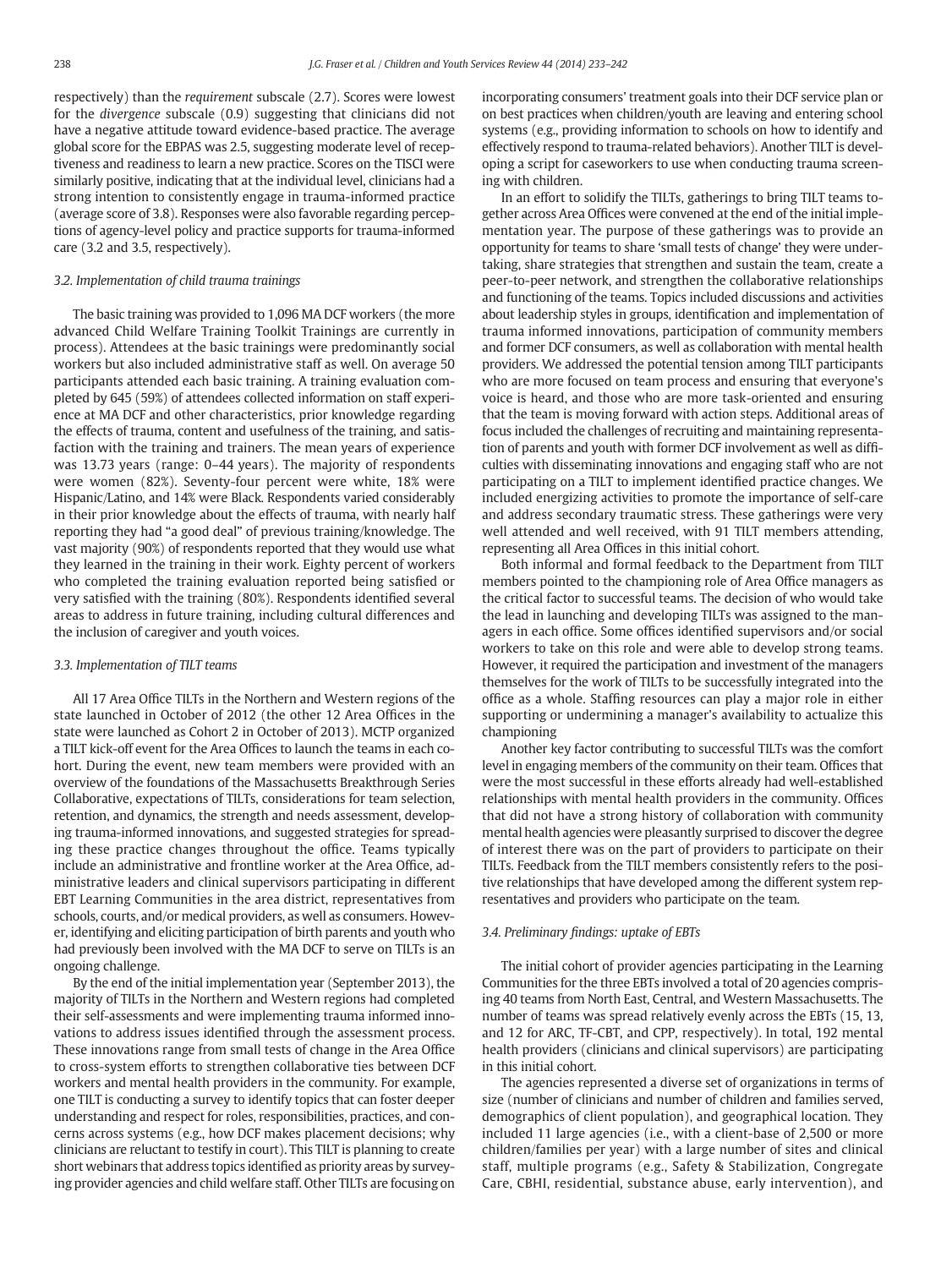respectively) than the *requirement* subscale (2.7). Scores were lowest for the *divergence* subscale (0.9) suggesting that clinicians did not have a negative attitude toward evidence-based practice. The average global score for the EBPAS was 2.5, suggesting moderate level of receptiveness and readiness to learn a new practice. Scores on the TISCI were similarly positive, indicating that at the individual level, clinicians had a strong intention to consistently engage in trauma-informed practice (average score of 3.8). Responses were also favorable regarding perceptions of agency-level policy and practice supports for trauma-informed care (3.2 and 3.5, respectively).

### 3.2. Implementation of child trauma trainings

The basic training was provided to 1,096 MA DCF workers (the more advanced Child Welfare Training Toolkit Trainings are currently in process). Attendees at the basic trainings were predominantly social workers but also included administrative staff as well. On average 50 participants attended each basic training. A training evaluation completed by 645 (59%) of attendees collected information on staff experience at MA DCF and other characteristics, prior knowledge regarding the effects of trauma, content and usefulness of the training, and satisfaction with the training and trainers. The mean years of experience was 13.73 years (range: 0–44 years). The majority of respondents were women (82%). Seventy-four percent were white, 18% were Hispanic/Latino, and 14% were Black. Respondents varied considerably in their prior knowledge about the effects of trauma, with nearly half reporting they had "a good deal" of previous training/knowledge. The vast majority (90%) of respondents reported that they would use what they learned in the training in their work. Eighty percent of workers who completed the training evaluation reported being satisfied or very satisfied with the training (80%). Respondents identified several areas to address in future training, including cultural differences and the inclusion of caregiver and youth voices.

### 3.3. Implementation of TILT teams

All 17 Area Office TILTs in the Northern and Western regions of the state launched in October of 2012 (the other 12 Area Offices in the state were launched as Cohort 2 in October of 2013). MCTP organized a TILT kick-off event for the Area Offices to launch the teams in each cohort. During the event, new team members were provided with an overview of the foundations of the Massachusetts Breakthrough Series Collaborative, expectations of TILTs, considerations for team selection, retention, and dynamics, the strength and needs assessment, developing trauma-informed innovations, and suggested strategies for spreading these practice changes throughout the office. Teams typically include an administrative and frontline worker at the Area Office, administrative leaders and clinical supervisors participating in different EBT Learning Communities in the area district, representatives from schools, courts, and/or medical providers, as well as consumers. However, identifying and eliciting participation of birth parents and youth who had previously been involved with the MA DCF to serve on TILTs is an ongoing challenge.

By the end of the initial implementation year (September 2013), the majority of TILTs in the Northern and Western regions had completed their self-assessments and were implementing trauma informed innovations to address issues identified through the assessment process. These innovations range from small tests of change in the Area Office to cross-system efforts to strengthen collaborative ties between DCF workers and mental health providers in the community. For example, one TILT is conducting a survey to identify topics that can foster deeper understanding and respect for roles, responsibilities, practices, and concerns across systems (e.g., how DCF makes placement decisions; why clinicians are reluctant to testify in court). This TILT is planning to create short webinars that address topics identified as priority areas by surveying provider agencies and child welfare staff. Other TILTs are focusing on incorporating consumers' treatment goals into their DCF service plan or on best practices when children/youth are leaving and entering school systems (e.g., providing information to schools on how to identify and effectively respond to trauma-related behaviors). Another TILT is developing a script for caseworkers to use when conducting trauma screening with children.

In an effort to solidify the TILTs, gatherings to bring TILT teams together across Area Offices were convened at the end of the initial implementation year. The purpose of these gatherings was to provide an opportunity for teams to share 'small tests of change' they were undertaking, share strategies that strengthen and sustain the team, create a peer-to-peer network, and strengthen the collaborative relationships and functioning of the teams. Topics included discussions and activities about leadership styles in groups, identification and implementation of trauma informed innovations, participation of community members and former DCF consumers, as well as collaboration with mental health providers. We addressed the potential tension among TILT participants who are more focused on team process and ensuring that everyone's voice is heard, and those who are more task-oriented and ensuring that the team is moving forward with action steps. Additional areas of focus included the challenges of recruiting and maintaining representation of parents and youth with former DCF involvement as well as difficulties with disseminating innovations and engaging staff who are not participating on a TILT to implement identified practice changes. We included energizing activities to promote the importance of self-care and address secondary traumatic stress. These gatherings were very well attended and well received, with 91 TILT members attending, representing all Area Offices in this initial cohort.

Both informal and formal feedback to the Department from TILT members pointed to the championing role of Area Office managers as the critical factor to successful teams. The decision of who would take the lead in launching and developing TILTs was assigned to the managers in each office. Some offices identified supervisors and/or social workers to take on this role and were able to develop strong teams. However, it required the participation and investment of the managers themselves for the work of TILTs to be successfully integrated into the office as a whole. Staffing resources can play a major role in either supporting or undermining a manager's availability to actualize this championing

Another key factor contributing to successful TILTs was the comfort level in engaging members of the community on their team. Offices that were the most successful in these efforts already had well-established relationships with mental health providers in the community. Offices that did not have a strong history of collaboration with community mental health agencies were pleasantly surprised to discover the degree of interest there was on the part of providers to participate on their TILTs. Feedback from the TILT members consistently refers to the positive relationships that have developed among the different system representatives and providers who participate on the team.

### 3.4. Preliminary findings: uptake of EBTs

The initial cohort of provider agencies participating in the Learning Communities for the three EBTs involved a total of 20 agencies comprising 40 teams from North East, Central, and Western Massachusetts. The number of teams was spread relatively evenly across the EBTs (15, 13, and 12 for ARC, TF-CBT, and CPP, respectively). In total, 192 mental health providers (clinicians and clinical supervisors) are participating in this initial cohort.

The agencies represented a diverse set of organizations in terms of size (number of clinicians and number of children and families served, demographics of client population), and geographical location. They included 11 large agencies (i.e., with a client-base of 2,500 or more children/families per year) with a large number of sites and clinical staff, multiple programs (e.g., Safety & Stabilization, Congregate Care, CBHI, residential, substance abuse, early intervention), and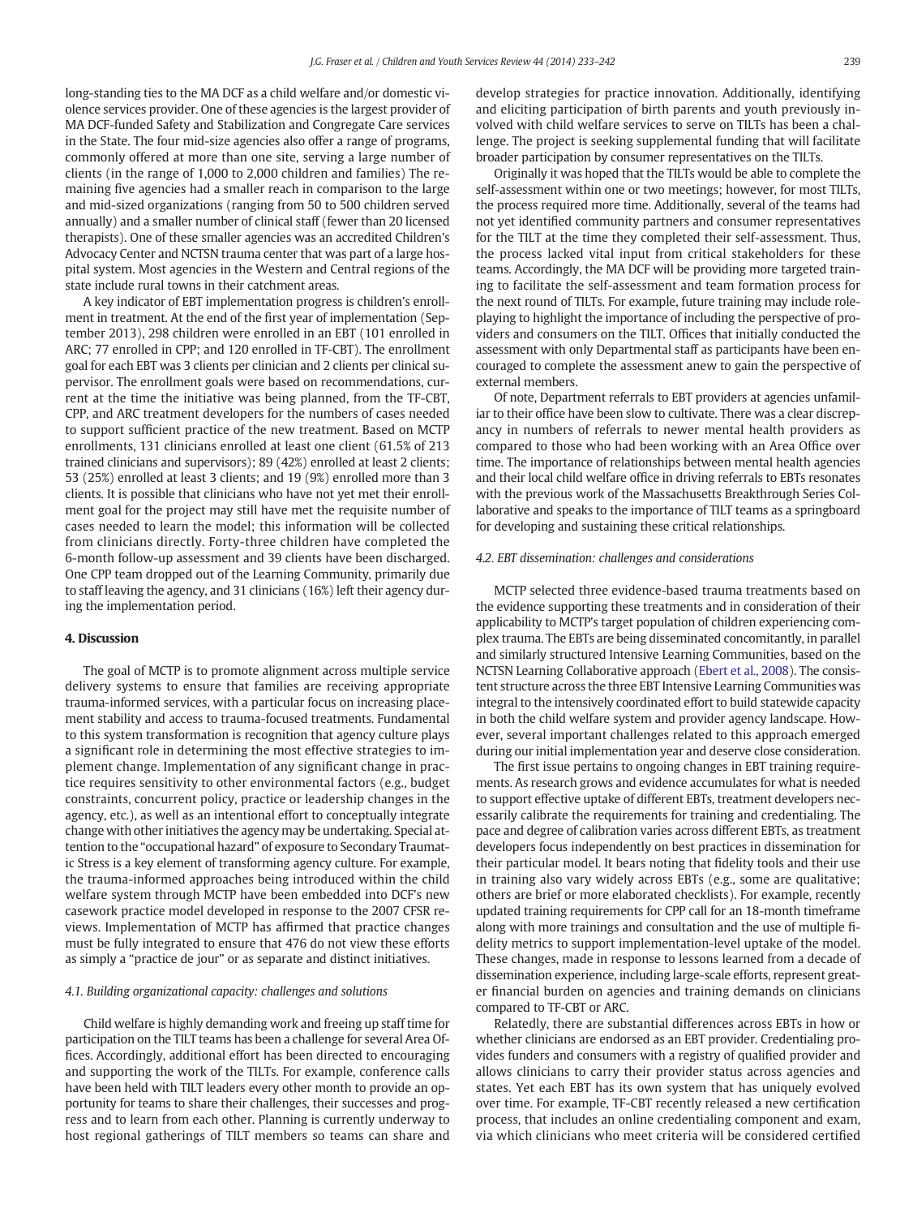long-standing ties to the MA DCF as a child welfare and/or domestic violence services provider. One of these agencies is the largest provider of MA DCF-funded Safety and Stabilization and Congregate Care services in the State. The four mid-size agencies also offer a range of programs, commonly offered at more than one site, serving a large number of clients (in the range of 1,000 to 2,000 children and families) The remaining five agencies had a smaller reach in comparison to the large and mid-sized organizations (ranging from 50 to 500 children served annually) and a smaller number of clinical staff (fewer than 20 licensed therapists). One of these smaller agencies was an accredited Children's Advocacy Center and NCTSN trauma center that was part of a large hospital system. Most agencies in the Western and Central regions of the state include rural towns in their catchment areas.

A key indicator of EBT implementation progress is children's enrollment in treatment. At the end of the first year of implementation (September 2013), 298 children were enrolled in an EBT (101 enrolled in ARC; 77 enrolled in CPP; and 120 enrolled in TF-CBT). The enrollment goal for each EBT was 3 clients per clinician and 2 clients per clinical supervisor. The enrollment goals were based on recommendations, current at the time the initiative was being planned, from the TF-CBT, CPP, and ARC treatment developers for the numbers of cases needed to support sufficient practice of the new treatment. Based on MCTP enrollments, 131 clinicians enrolled at least one client (61.5% of 213 trained clinicians and supervisors); 89 (42%) enrolled at least 2 clients; 53 (25%) enrolled at least 3 clients; and 19 (9%) enrolled more than 3 clients. It is possible that clinicians who have not yet met their enrollment goal for the project may still have met the requisite number of cases needed to learn the model; this information will be collected from clinicians directly. Forty-three children have completed the 6-month follow-up assessment and 39 clients have been discharged. One CPP team dropped out of the Learning Community, primarily due to staff leaving the agency, and 31 clinicians (16%) left their agency during the implementation period.

## 4. Discussion

The goal of MCTP is to promote alignment across multiple service delivery systems to ensure that families are receiving appropriate trauma-informed services, with a particular focus on increasing placement stability and access to trauma-focused treatments. Fundamental to this system transformation is recognition that agency culture plays a significant role in determining the most effective strategies to implement change. Implementation of any significant change in practice requires sensitivity to other environmental factors (e.g., budget constraints, concurrent policy, practice or leadership changes in the agency, etc.), as well as an intentional effort to conceptually integrate change with other initiatives the agency may be undertaking. Special attention to the "occupational hazard" of exposure to Secondary Traumatic Stress is a key element of transforming agency culture. For example, the trauma-informed approaches being introduced within the child welfare system through MCTP have been embedded into DCF's new casework practice model developed in response to the 2007 CFSR reviews. Implementation of MCTP has affirmed that practice changes must be fully integrated to ensure that 476 do not view these efforts as simply a "practice de jour" or as separate and distinct initiatives.

### 4.1. Building organizational capacity: challenges and solutions

Child welfare is highly demanding work and freeing up staff time for participation on the TILT teams has been a challenge for several Area Offices. Accordingly, additional effort has been directed to encouraging and supporting the work of the TILTs. For example, conference calls have been held with TILT leaders every other month to provide an opportunity for teams to share their challenges, their successes and progress and to learn from each other. Planning is currently underway to host regional gatherings of TILT members so teams can share and develop strategies for practice innovation. Additionally, identifying and eliciting participation of birth parents and youth previously involved with child welfare services to serve on TILTs has been a challenge. The project is seeking supplemental funding that will facilitate broader participation by consumer representatives on the TILTs.

Originally it was hoped that the TILTs would be able to complete the self-assessment within one or two meetings; however, for most TILTs, the process required more time. Additionally, several of the teams had not yet identified community partners and consumer representatives for the TILT at the time they completed their self-assessment. Thus, the process lacked vital input from critical stakeholders for these teams. Accordingly, the MA DCF will be providing more targeted training to facilitate the self-assessment and team formation process for the next round of TILTs. For example, future training may include role-playing to highlight the importance of including the perspective of providers and consumers on the TILT. Offices that initially conducted the assessment with only Departmental staff as participants have been encouraged to complete the assessment anew to gain the perspective of external members.

Of note, Department referrals to EBT providers at agencies unfamiliar to their office have been slow to cultivate. There was a clear discrepancy in numbers of referrals to newer mental health providers as compared to those who had been working with an Area Office over time. The importance of relationships between mental health agencies and their local child welfare office in driving referrals to EBTs resonates with the previous work of the Massachusetts Breakthrough Series Collaborative and speaks to the importance of TILT teams as a springboard for developing and sustaining these critical relationships.

### 4.2. EBT dissemination: challenges and considerations

MCTP selected three evidence-based trauma treatments based on the evidence supporting these treatments and in consideration of their applicability to MCTP's target population of children experiencing complex trauma. The EBTs are being disseminated concomitantly, in parallel and similarly structured Intensive Learning Communities, based on the NCTSN Learning Collaborative approach (Ebert et al., 2008). The consistent structure across the three EBT Intensive Learning Communities was integral to the intensively coordinated effort to build statewide capacity in both the child welfare system and provider agency landscape. However, several important challenges related to this approach emerged during our initial implementation year and deserve close consideration.

The first issue pertains to ongoing changes in EBT training requirements. As research grows and evidence accumulates for what is needed to support effective uptake of different EBTs, treatment developers necessarily calibrate the requirements for training and credentialing. The pace and degree of calibration varies across different EBTs, as treatment developers focus independently on best practices in dissemination for their particular model. It bears noting that fidelity tools and their use in training also vary widely across EBTs (e.g., some are qualitative; others are brief or more elaborated checklists). For example, recently updated training requirements for CPP call for an 18-month timeframe along with more trainings and consultation and the use of multiple fidelity metrics to support implementation-level uptake of the model. These changes, made in response to lessons learned from a decade of dissemination experience, including large-scale efforts, represent greater financial burden on agencies and training demands on clinicians compared to TF-CBT or ARC.

Relatedly, there are substantial differences across EBTs in how or whether clinicians are endorsed as an EBT provider. Credentialing provides funders and consumers with a registry of qualified provider and allows clinicians to carry their provider status across agencies and states. Yet each EBT has its own system that has uniquely evolved over time. For example, TF-CBT recently released a new certification process, that includes an online credentialing component and exam, via which clinicians who meet criteria will be considered certified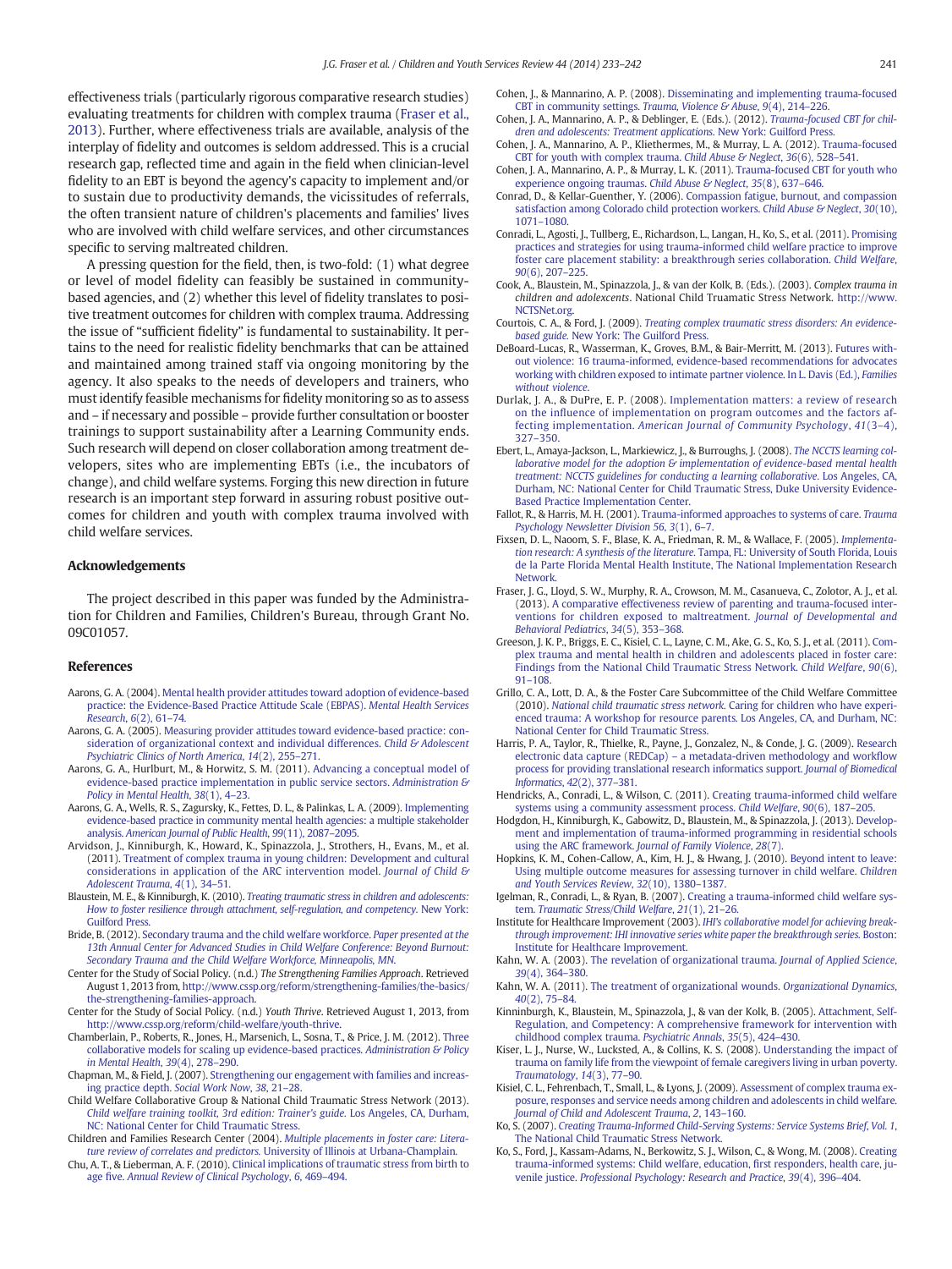effectiveness trials (particularly rigorous comparative research studies) evaluating treatments for children with complex trauma (Fraser et al., 2013). Further, where effectiveness trials are available, analysis of the interplay of fidelity and outcomes is seldom addressed. This is a crucial research gap, reflected time and again in the field when clinician-level fidelity to an EBT is beyond the agency's capacity to implement and/or to sustain due to productivity demands, the vicissitudes of referrals, the often transient nature of children's placements and families' lives who are involved with child welfare services, and other circumstances specific to serving maltreated children.

A pressing question for the field, then, is two-fold: (1) what degree or level of model fidelity can feasibly be sustained in community-based agencies, and (2) whether this level of fidelity translates to positive treatment outcomes for children with complex trauma. Addressing the issue of "sufficient fidelity" is fundamental to sustainability. It pertains to the need for realistic fidelity benchmarks that can be attained and maintained among trained staff via ongoing monitoring by the agency. It also speaks to the needs of developers and trainers, who must identify feasible mechanisms for fidelity monitoring so as to assess and – if necessary and possible – provide further consultation or booster trainings to support sustainability after a Learning Community ends. Such research will depend on closer collaboration among treatment developers, sites who are implementing EBTs (i.e., the incubators of change), and child welfare systems. Forging this new direction in future research is an important step forward in assuring robust positive outcomes for children and youth with complex trauma involved with child welfare services.

## Acknowledgements

The project described in this paper was funded by the Administration for Children and Families, Children's Bureau, through Grant No. 09C01057.

## References

Aarons, G. A. (2004). Mental health provider attitudes toward adoption of evidence-based practice: the Evidence-Based Practice Attitude Scale (EBPAS). *Mental Health Services Research*, *6*(2), 61–74.

Aarons, G. A. (2005). Measuring provider attitudes toward evidence-based practice: consideration of organizational context and individual differences. *Child & Adolescent Psychiatric Clinics of North America*, *14*(2), 255–271.

Aarons, G. A., Hurlburt, M., & Horwitz, S. M. (2011). Advancing a conceptual model of evidence-based practice implementation in public service sectors. *Administration & Policy in Mental Health*, *38*(1), 4–23.

Aarons, G. A., Wells, R. S., Zagursky, K., Fettes, D. L., & Palinkas, L. A. (2009). Implementing evidence-based practice in community mental health agencies: a multiple stakeholder analysis. *American Journal of Public Health*, *99*(11), 2087–2095.

Arvidson, J., Kinniburgh, K., Howard, K., Spinazzola, J., Strothers, H., Evans, M., et al. (2011). Treatment of complex trauma in young children: Development and cultural considerations in application of the ARC intervention model. *Journal of Child & Adolescent Trauma*, *4*(1), 34–51.

Blaustein, M. E., & Kinniburgh, K. (2010). *Treating traumatic stress in children and adolescents: How to foster resilience through attachment, self-regulation, and competency*. New York: Guilford Press.

Bride, B. (2012). Secondary trauma and the child welfare workforce. *Paper presented at the 13th Annual Center for Advanced Studies in Child Welfare Conference: Beyond Burnout: Secondary Trauma and the Child Welfare Workforce, Minneapolis, MN*.

Center for the Study of Social Policy. (n.d.) *The Strengthening Families Approach*. Retrieved August 1, 2013 from, http://www.cssp.org/reform/strengthening-families/the-basics/the-strengthening-families-approach.

Center for the Study of Social Policy. (n.d.) *Youth Thrive*. Retrieved August 1, 2013, from http://www.cssp.org/reform/child-welfare/youth-thrive.

Chamberlain, P., Roberts, R., Jones, H., Marsenich, L., Sosna, T., & Price, J. M. (2012). Three collaborative models for scaling up evidence-based practices. *Administration & Policy in Mental Health*, *39*(4), 278–290.

Chapman, M., & Field, J. (2007). Strengthening our engagement with families and increasing practice depth. *Social Work Now*, *38*, 21–28.

Child Welfare Collaborative Group & National Child Traumatic Stress Network (2013). *Child welfare training toolkit, 3rd edition: Trainer's guide*. Los Angeles, CA, Durham, NC: National Center for Child Traumatic Stress.

Children and Families Research Center (2004). *Multiple placements in foster care: Literature review of correlates and predictors*. University of Illinois at Urbana-Champlain.

Chu, A. T., & Lieberman, A. F. (2010). Clinical implications of traumatic stress from birth to age five. *Annual Review of Clinical Psychology*, *6*, 469–494.

Cohen, J., & Mannarino, A. P. (2008). Disseminating and implementing trauma-focused CBT in community settings. *Trauma, Violence & Abuse*, *9*(4), 214–226.

Cohen, J. A., Mannarino, A. P., & Deblinger, E. (Eds.). (2012). *Trauma-focused CBT for children and adolescents: Treatment applications*. New York: Guilford Press.

Cohen, J. A., Mannarino, A. P., Kliethermes, M., & Murray, L. A. (2012). Trauma-focused CBT for youth with complex trauma. *Child Abuse & Neglect*, *36*(6), 528–541.

Cohen, J. A., Mannarino, A. P., & Murray, L. K. (2011). Trauma-focused CBT for youth who experience ongoing traumas. *Child Abuse & Neglect*, *35*(8), 637–646.

Conrad, D., & Kellar-Guenther, Y. (2006). Compassion fatigue, burnout, and compassion satisfaction among Colorado child protection workers. *Child Abuse & Neglect*, *30*(10), 1071–1080.

Conradi, L., Agosti, J., Tullberg, E., Richardson, L., Langan, H., Ko, S., et al. (2011). Promising practices and strategies for using trauma-informed child welfare practice to improve foster care placement stability: a breakthrough series collaboration. *Child Welfare*, *90*(6), 207–225.

Cook, A., Blaustein, M., Spinazzola, J., & van der Kolk, B. (Eds.). (2003). *Complex trauma in children and adolescents*. National Child Truamatic Stress Network. http://www.NCTSNet.org.

Courtois, C. A., & Ford, J. (2009). *Treating complex traumatic stress disorders: An evidence-based guide*. New York: The Guilford Press.

DeBoard-Lucas, R., Wasserman, K., Groves, B.M., & Bair-Merritt, M. (2013). Futures without violence: 16 trauma-informed, evidence-based recommendations for advocates working with children exposed to intimate partner violence. In L. Davis (Ed.), *Families without violence*.

Durlak, J. A., & DuPre, E. P. (2008). Implementation matters: a review of research on the influence of implementation on program outcomes and the factors affecting implementation. *American Journal of Community Psychology*, *41*(3–4), 327–350.

Ebert, L., Amaya-Jackson, L., Markiewicz, J., & Burroughs, J. (2008). *The NCCTS learning collaborative model for the adoption & implementation of evidence-based mental health treatment: NCCTS guidelines for conducting a learning collaborative*. Los Angeles, CA, Durham, NC: National Center for Child Traumatic Stress, Duke University Evidence-Based Practice Implementation Center.

Fallot, R., & Harris, M. H. (2001). Trauma-informed approaches to systems of care. *Trauma Psychology Newsletter Division 56*, *3*(1), 6–7.

Fixsen, D. L., Naoom, S. F., Blase, K. A., Friedman, R. M., & Wallace, F. (2005). *Implementation research: A synthesis of the literature*. Tampa, FL: University of South Florida, Louis de la Parte Florida Mental Health Institute, The National Implementation Research Network.

Fraser, J. G., Lloyd, S. W., Murphy, R. A., Crowson, M. M., Casanueva, C., Zolotor, A. J., et al. (2013). A comparative effectiveness review of parenting and trauma-focused interventions for children exposed to maltreatment. *Journal of Developmental and Behavioral Pediatrics*, *34*(5), 353–368.

Greeson, J. K. P., Briggs, E. C., Kisiel, C. L., Layne, C. M., Ake, G. S., Ko, S. J., et al. (2011). Complex trauma and mental health in children and adolescents placed in foster care: Findings from the National Child Traumatic Stress Network. *Child Welfare*, *90*(6), 91–108.

Grillo, C. A., Lott, D. A., & the Foster Care Subcommittee of the Child Welfare Committee (2010). *National child traumatic stress network*. Caring for children who have experienced trauma: A workshop for resource parents. Los Angeles, CA, and Durham, NC: National Center for Child Traumatic Stress.

Harris, P. A., Taylor, R., Thielke, R., Payne, J., Gonzalez, N., & Conde, J. G. (2009). Research electronic data capture (REDCap) – a metadata-driven methodology and workflow process for providing translational research informatics support. *Journal of Biomedical Informatics*, *42*(2), 377–381.

Hendricks, A., Conradi, L., & Wilson, C. (2011). Creating trauma-informed child welfare systems using a community assessment process. *Child Welfare*, *90*(6), 187–205.

Hodgdon, H., Kinniburgh, K., Gabowitz, D., Blaustein, M., & Spinazzola, J. (2013). Development and implementation of trauma-informed programming in residential schools using the ARC framework. *Journal of Family Violence*, *28*(7).

Hopkins, K. M., Cohen-Callow, A., Kim, H. J., & Hwang, J. (2010). Beyond intent to leave: Using multiple outcome measures for assessing turnover in child welfare. *Children and Youth Services Review*, *32*(10), 1380–1387.

Igelman, R., Conradi, L., & Ryan, B. (2007). Creating a trauma-informed child welfare system. *Traumatic Stress/Child Welfare*, *21*(1), 21–26.

Institute for Healthcare Improvement (2003). *IHI's collaborative model for achieving breakthrough improvement: IHI innovative series white paper the breakthrough series*. Boston: Institute for Healthcare Improvement.

Kahn, W. A. (2003). The revelation of organizational trauma. *Journal of Applied Science*, *39*(4), 364–380.

Kahn, W. A. (2011). The treatment of organizational wounds. *Organizational Dynamics*, *40*(2), 75–84.

Kinninburgh, K., Blaustein, M., Spinazzola, J., & van der Kolk, B. (2005). Attachment, Self-Regulation, and Competency: A comprehensive framework for intervention with childhood complex trauma. *Psychiatric Annals*, *35*(5), 424–430.

Kiser, L. J., Nurse, W., Lucksted, A., & Collins, K. S. (2008). Understanding the impact of trauma on family life from the viewpoint of female caregivers living in urban poverty. *Traumatology*, *14*(3), 77–90.

Kisiel, C. L., Fehrenbach, T., Small, L., & Lyons, J. (2009). Assessment of complex trauma exposure, responses and service needs among children and adolescents in child welfare. *Journal of Child and Adolescent Trauma*, *2*, 143–160.

Ko, S. (2007). *Creating Trauma-Informed Child-Serving Systems: Service Systems Brief, Vol. 1*, The National Child Traumatic Stress Network.

Ko, S., Ford, J., Kassam-Adams, N., Berkowitz, S. J., Wilson, C., & Wong, M. (2008). Creating trauma-informed systems: Child welfare, education, first responders, health care, juvenile justice. *Professional Psychology: Research and Practice*, *39*(4), 396–404.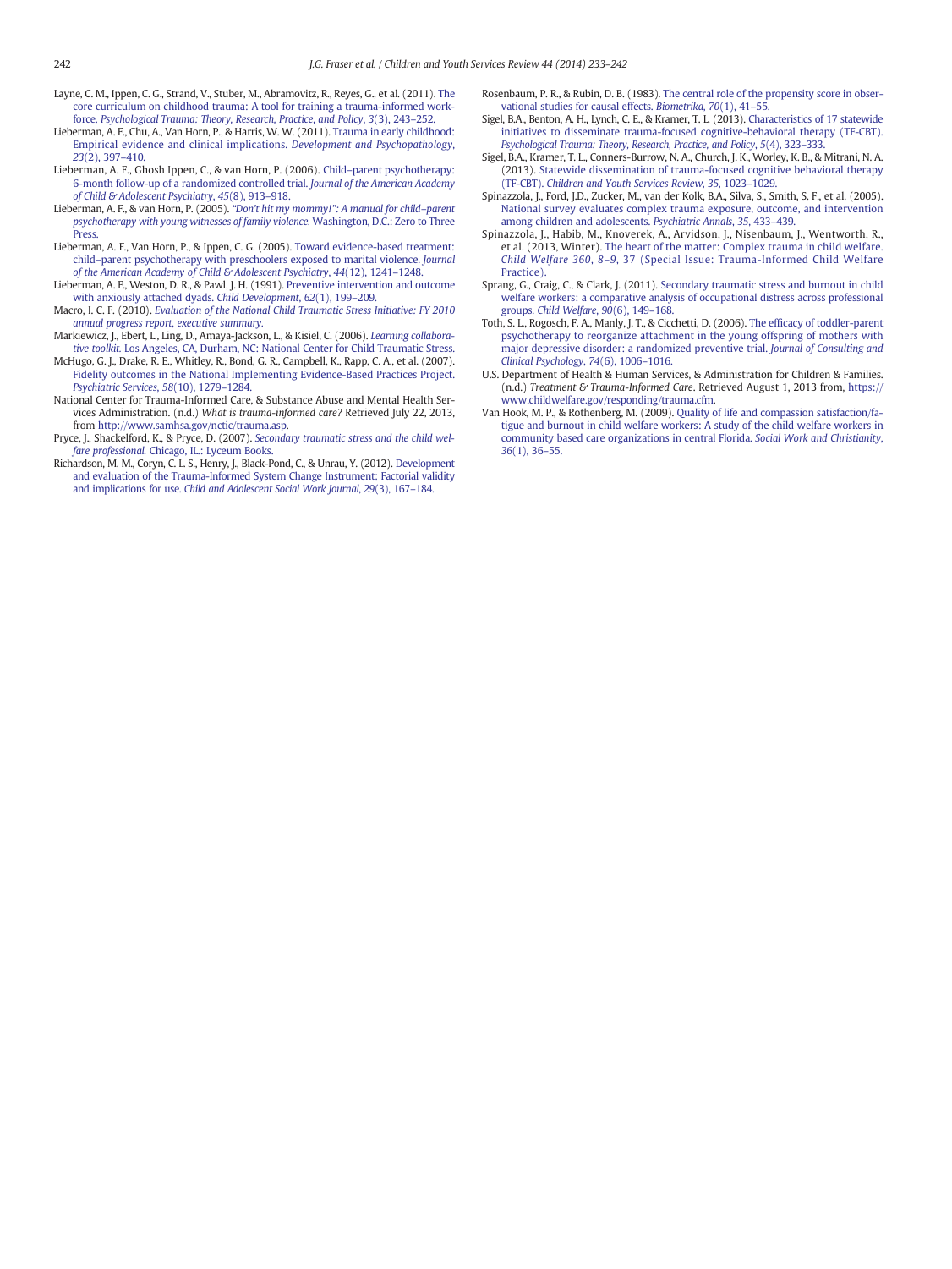Layne, C. M., Ippen, C. G., Strand, V., Stuber, M., Abramovitz, R., Reyes, G., et al. (2011). The core curriculum on childhood trauma: A tool for training a trauma-informed workforce. *Psychological Trauma: Theory, Research, Practice, and Policy*, *3*(3), 243–252.

Lieberman, A. F., Chu, A., Van Horn, P., & Harris, W. W. (2011). Trauma in early childhood: Empirical evidence and clinical implications. *Development and Psychopathology*, *23*(2), 397–410.

Lieberman, A. F., Ghosh Ippen, C., & van Horn, P. (2006). Child–parent psychotherapy: 6-month follow-up of a randomized controlled trial. *Journal of the American Academy of Child & Adolescent Psychiatry*, *45*(8), 913–918.

Lieberman, A. F., & van Horn, P. (2005). *"Don't hit my mommy!": A manual for child–parent psychotherapy with young witnesses of family violence*. Washington, D.C.: Zero to Three Press.

Lieberman, A. F., Van Horn, P., & Ippen, C. G. (2005). Toward evidence-based treatment: child–parent psychotherapy with preschoolers exposed to marital violence. *Journal of the American Academy of Child & Adolescent Psychiatry*, *44*(12), 1241–1248.

Lieberman, A. F., Weston, D. R., & Pawl, J. H. (1991). Preventive intervention and outcome with anxiously attached dyads. *Child Development*, *62*(1), 199–209.

Macro, I. C. F. (2010). *Evaluation of the National Child Traumatic Stress Initiative: FY 2010 annual progress report, executive summary*.

Markiewicz, J., Ebert, L., Ling, D., Amaya-Jackson, L., & Kisiel, C. (2006). *Learning collaborative toolkit*. Los Angeles, CA, Durham, NC: National Center for Child Traumatic Stress.

McHugo, G. J., Drake, R. E., Whitley, R., Bond, G. R., Campbell, K., Rapp, C. A., et al. (2007). Fidelity outcomes in the National Implementing Evidence-Based Practices Project. *Psychiatric Services*, *58*(10), 1279–1284.

National Center for Trauma-Informed Care, & Substance Abuse and Mental Health Services Administration. (n.d.) *What is trauma-informed care?* Retrieved July 22, 2013, from http://www.samhsa.gov/nctic/trauma.asp.

Pryce, J., Shackelford, K., & Pryce, D. (2007). *Secondary traumatic stress and the child welfare professional*. Chicago, IL: Lyceum Books.

Richardson, M. M., Coryn, C. L. S., Henry, J., Black-Pond, C., & Unrau, Y. (2012). Development and evaluation of the Trauma-Informed System Change Instrument: Factorial validity and implications for use. *Child and Adolescent Social Work Journal*, *29*(3), 167–184.

Rosenbaum, P. R., & Rubin, D. B. (1983). The central role of the propensity score in observational studies for causal effects. *Biometrika*, *70*(1), 41–55.

Sigel, B.A., Benton, A. H., Lynch, C. E., & Kramer, T. L. (2013). Characteristics of 17 statewide initiatives to disseminate trauma-focused cognitive-behavioral therapy (TF-CBT). *Psychological Trauma: Theory, Research, Practice, and Policy*, *5*(4), 323–333.

Sigel, B.A., Kramer, T. L., Conners-Burrow, N. A., Church, J. K., Worley, K. B., & Mitrani, N. A. (2013). Statewide dissemination of trauma-focused cognitive behavioral therapy (TF-CBT). *Children and Youth Services Review*, *35*, 1023–1029.

Spinazzola, J., Ford, J.D., Zucker, M., van der Kolk, B.A., Silva, S., Smith, S. F., et al. (2005). National survey evaluates complex trauma exposure, outcome, and intervention among children and adolescents. *Psychiatric Annals*, *35*, 433–439.

Spinazzola, J., Habib, M., Knoverek, A., Arvidson, J., Nisenbaum, J., Wentworth, R., et al. (2013, Winter). The heart of the matter: Complex trauma in child welfare. *Child Welfare 360*, 8–9, 37 (Special Issue: Trauma-Informed Child Welfare Practice).

Sprang, G., Craig, C., & Clark, J. (2011). Secondary traumatic stress and burnout in child welfare workers: a comparative analysis of occupational distress across professional groups. *Child Welfare*, *90*(6), 149–168.

Toth, S. L., Rogosch, F. A., Manly, J. T., & Cicchetti, D. (2006). The efficacy of toddler-parent psychotherapy to reorganize attachment in the young offspring of mothers with major depressive disorder: a randomized preventive trial. *Journal of Consulting and Clinical Psychology*, *74*(6), 1006–1016.

U.S. Department of Health & Human Services, & Administration for Children & Families. (n.d.) *Treatment & Trauma-Informed Care*. Retrieved August 1, 2013 from, https://www.childwelfare.gov/responding/trauma.cfm.

Van Hook, M. P., & Rothenberg, M. (2009). Quality of life and compassion satisfaction/fatigue and burnout in child welfare workers: A study of the child welfare workers in community based care organizations in central Florida. *Social Work and Christianity*, *36*(1), 36–55.